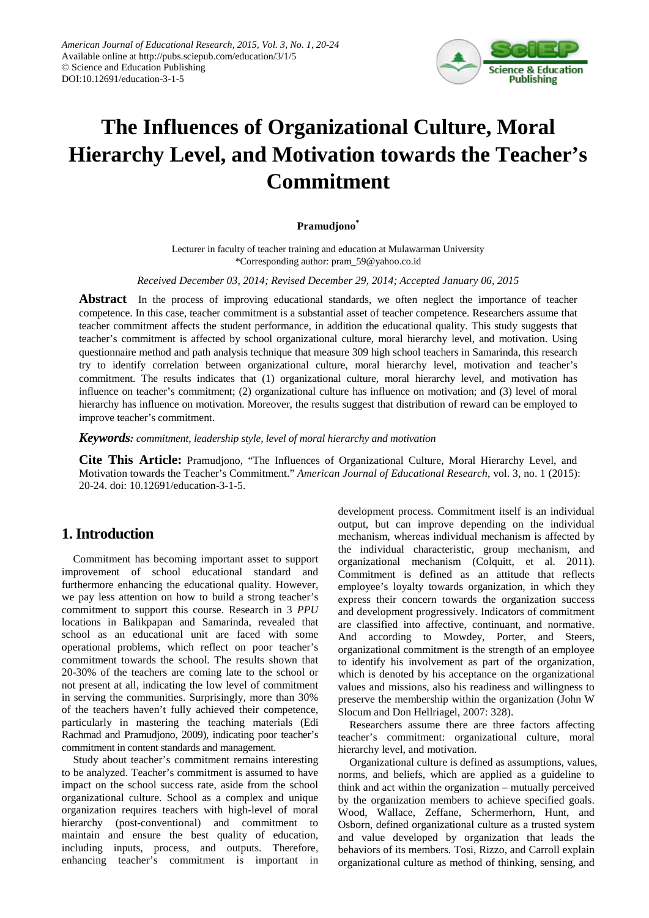# The Influences of Organizational Culture, Moral Hierarchy Level, and Motivation towards the Teacher's Commitment

**Pramudjono***

Lecturer in faculty of teacher training and education at Mulawarman University
*Corresponding author: pram_59@yahoo.co.id

*Received December 03, 2014; Revised December 29, 2014; Accepted January 06, 2015*

**Abstract** In the process of improving educational standards, we often neglect the importance of teacher competence. In this case, teacher commitment is a substantial asset of teacher competence. Researchers assume that teacher commitment affects the student performance, in addition the educational quality. This study suggests that teacher's commitment is affected by school organizational culture, moral hierarchy level, and motivation. Using questionnaire method and path analysis technique that measure 309 high school teachers in Samarinda, this research try to identify correlation between organizational culture, moral hierarchy level, motivation and teacher's commitment. The results indicates that (1) organizational culture, moral hierarchy level, and motivation has influence on teacher's commitment; (2) organizational culture has influence on motivation; and (3) level of moral hierarchy has influence on motivation. Moreover, the results suggest that distribution of reward can be employed to improve teacher's commitment.

***Keywords:*** *commitment, leadership style, level of moral hierarchy and motivation*

**Cite This Article:** Pramudjono, "The Influences of Organizational Culture, Moral Hierarchy Level, and Motivation towards the Teacher's Commitment." *American Journal of Educational Research*, vol. 3, no. 1 (2015): 20-24. doi: 10.12691/education-3-1-5.

## 1. Introduction

Commitment has becoming important asset to support improvement of school educational standard and furthermore enhancing the educational quality. However, we pay less attention on how to build a strong teacher's commitment to support this course. Research in 3 *PPU* locations in Balikpapan and Samarinda, revealed that school as an educational unit are faced with some operational problems, which reflect on poor teacher's commitment towards the school. The results shown that 20-30% of the teachers are coming late to the school or not present at all, indicating the low level of commitment in serving the communities. Surprisingly, more than 30% of the teachers haven't fully achieved their competence, particularly in mastering the teaching materials (Edi Rachmad and Pramudjono, 2009), indicating poor teacher's commitment in content standards and management.

Study about teacher's commitment remains interesting to be analyzed. Teacher's commitment is assumed to have impact on the school success rate, aside from the school organizational culture. School as a complex and unique organization requires teachers with high-level of moral hierarchy (post-conventional) and commitment to maintain and ensure the best quality of education, including inputs, process, and outputs. Therefore, enhancing teacher's commitment is important in development process. Commitment itself is an individual output, but can improve depending on the individual mechanism, whereas individual mechanism is affected by the individual characteristic, group mechanism, and organizational mechanism (Colquitt, et al. 2011). Commitment is defined as an attitude that reflects employee's loyalty towards organization, in which they express their concern towards the organization success and development progressively. Indicators of commitment are classified into affective, continuant, and normative. And according to Mowdey, Porter, and Steers, organizational commitment is the strength of an employee to identify his involvement as part of the organization, which is denoted by his acceptance on the organizational values and missions, also his readiness and willingness to preserve the membership within the organization (John W Slocum and Don Hellriagel, 2007: 328).

Researchers assume there are three factors affecting teacher's commitment: organizational culture, moral hierarchy level, and motivation.

Organizational culture is defined as assumptions, values, norms, and beliefs, which are applied as a guideline to think and act within the organization – mutually perceived by the organization members to achieve specified goals. Wood, Wallace, Zeffane, Schermerhorn, Hunt, and Osborn, defined organizational culture as a trusted system and value developed by organization that leads the behaviors of its members. Tosi, Rizzo, and Carroll explain organizational culture as method of thinking, sensing, and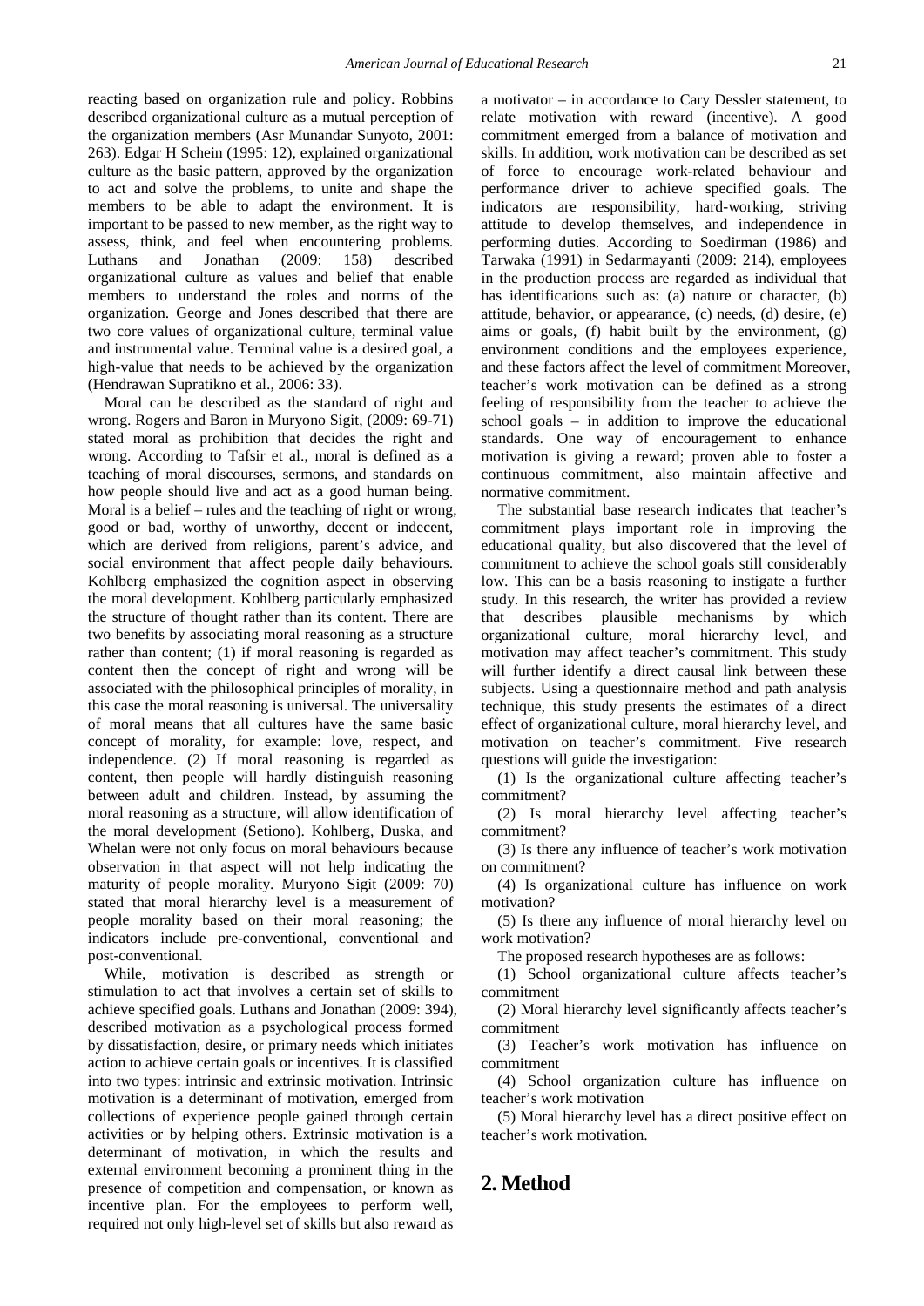reacting based on organization rule and policy. Robbins described organizational culture as a mutual perception of the organization members (Asr Munandar Sunyoto, 2001: 263). Edgar H Schein (1995: 12), explained organizational culture as the basic pattern, approved by the organization to act and solve the problems, to unite and shape the members to be able to adapt the environment. It is important to be passed to new member, as the right way to assess, think, and feel when encountering problems. Luthans and Jonathan (2009: 158) described organizational culture as values and belief that enable members to understand the roles and norms of the organization. George and Jones described that there are two core values of organizational culture, terminal value and instrumental value. Terminal value is a desired goal, a high-value that needs to be achieved by the organization (Hendrawan Supratikno et al., 2006: 33).

Moral can be described as the standard of right and wrong. Rogers and Baron in Muryono Sigit, (2009: 69-71) stated moral as prohibition that decides the right and wrong. According to Tafsir et al., moral is defined as a teaching of moral discourses, sermons, and standards on how people should live and act as a good human being. Moral is a belief – rules and the teaching of right or wrong, good or bad, worthy of unworthy, decent or indecent, which are derived from religions, parent's advice, and social environment that affect people daily behaviours. Kohlberg emphasized the cognition aspect in observing the moral development. Kohlberg particularly emphasized the structure of thought rather than its content. There are two benefits by associating moral reasoning as a structure rather than content; (1) if moral reasoning is regarded as content then the concept of right and wrong will be associated with the philosophical principles of morality, in this case the moral reasoning is universal. The universality of moral means that all cultures have the same basic concept of morality, for example: love, respect, and independence. (2) If moral reasoning is regarded as content, then people will hardly distinguish reasoning between adult and children. Instead, by assuming the moral reasoning as a structure, will allow identification of the moral development (Setiono). Kohlberg, Duska, and Whelan were not only focus on moral behaviours because observation in that aspect will not help indicating the maturity of people morality. Muryono Sigit (2009: 70) stated that moral hierarchy level is a measurement of people morality based on their moral reasoning; the indicators include pre-conventional, conventional and post-conventional.

While, motivation is described as strength or stimulation to act that involves a certain set of skills to achieve specified goals. Luthans and Jonathan (2009: 394), described motivation as a psychological process formed by dissatisfaction, desire, or primary needs which initiates action to achieve certain goals or incentives. It is classified into two types: intrinsic and extrinsic motivation. Intrinsic motivation is a determinant of motivation, emerged from collections of experience people gained through certain activities or by helping others. Extrinsic motivation is a determinant of motivation, in which the results and external environment becoming a prominent thing in the presence of competition and compensation, or known as incentive plan. For the employees to perform well, required not only high-level set of skills but also reward as a motivator – in accordance to Cary Dessler statement, to relate motivation with reward (incentive). A good commitment emerged from a balance of motivation and skills. In addition, work motivation can be described as set of force to encourage work-related behaviour and performance driver to achieve specified goals. The indicators are responsibility, hard-working, striving attitude to develop themselves, and independence in performing duties. According to Soedirman (1986) and Tarwaka (1991) in Sedarmayanti (2009: 214), employees in the production process are regarded as individual that has identifications such as: (a) nature or character, (b) attitude, behavior, or appearance, (c) needs, (d) desire, (e) aims or goals, (f) habit built by the environment, (g) environment conditions and the employees experience, and these factors affect the level of commitment Moreover, teacher's work motivation can be defined as a strong feeling of responsibility from the teacher to achieve the school goals – in addition to improve the educational standards. One way of encouragement to enhance motivation is giving a reward; proven able to foster a continuous commitment, also maintain affective and normative commitment.

The substantial base research indicates that teacher's commitment plays important role in improving the educational quality, but also discovered that the level of commitment to achieve the school goals still considerably low. This can be a basis reasoning to instigate a further study. In this research, the writer has provided a review that describes plausible mechanisms by which organizational culture, moral hierarchy level, and motivation may affect teacher's commitment. This study will further identify a direct causal link between these subjects. Using a questionnaire method and path analysis technique, this study presents the estimates of a direct effect of organizational culture, moral hierarchy level, and motivation on teacher's commitment. Five research questions will guide the investigation:

(1) Is the organizational culture affecting teacher's commitment?

(2) Is moral hierarchy level affecting teacher's commitment?

(3) Is there any influence of teacher's work motivation on commitment?

(4) Is organizational culture has influence on work motivation?

(5) Is there any influence of moral hierarchy level on work motivation?

The proposed research hypotheses are as follows:

(1) School organizational culture affects teacher's commitment

(2) Moral hierarchy level significantly affects teacher's commitment

(3) Teacher's work motivation has influence on commitment

(4) School organization culture has influence on teacher's work motivation

(5) Moral hierarchy level has a direct positive effect on teacher's work motivation.

## 2. Method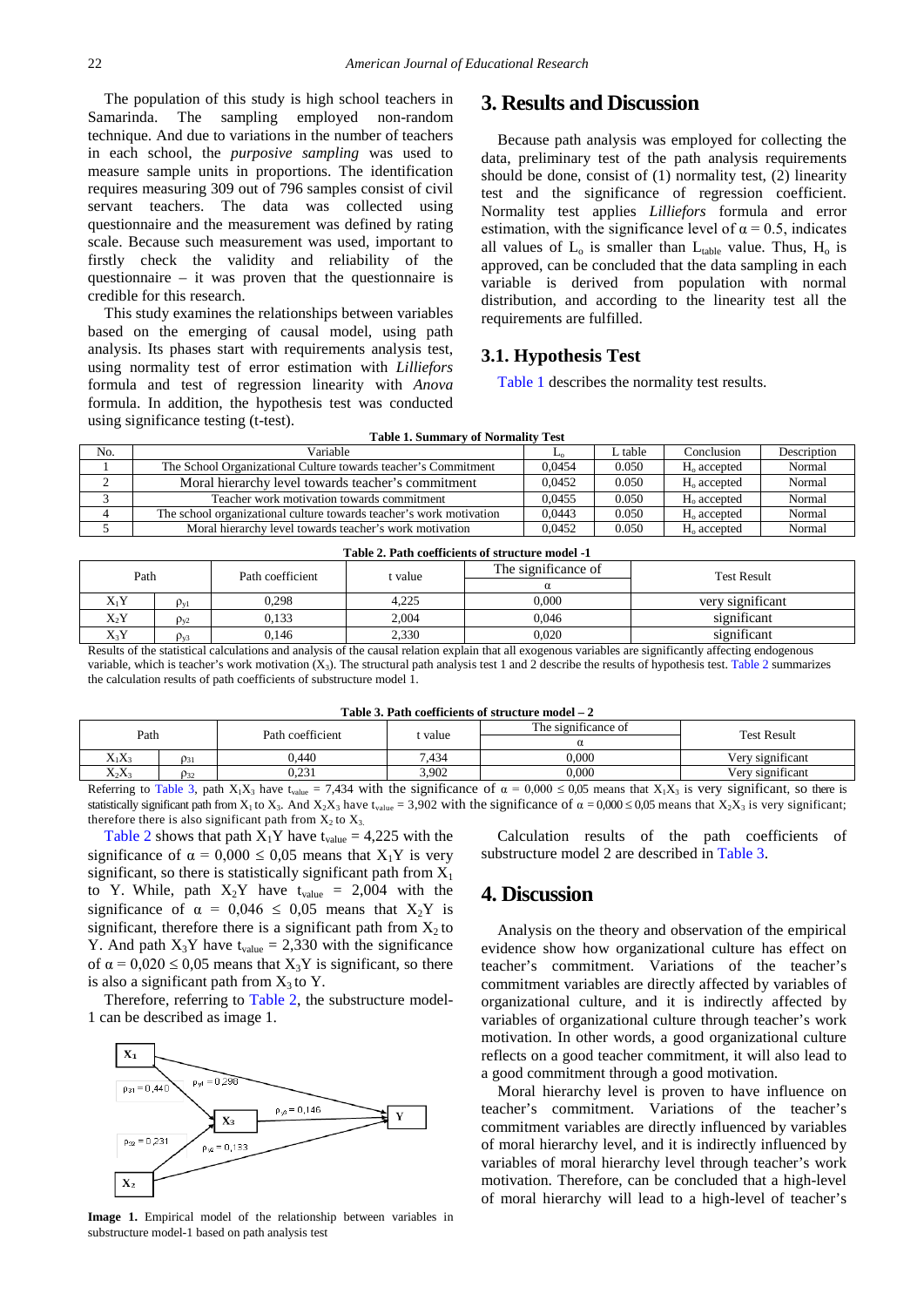The population of this study is high school teachers in Samarinda. The sampling employed non-random technique. And due to variations in the number of teachers in each school, the *purposive sampling* was used to measure sample units in proportions. The identification requires measuring 309 out of 796 samples consist of civil servant teachers. The data was collected using questionnaire and the measurement was defined by rating scale. Because such measurement was used, important to firstly check the validity and reliability of the questionnaire – it was proven that the questionnaire is credible for this research.

This study examines the relationships between variables based on the emerging of causal model, using path analysis. Its phases start with requirements analysis test, using normality test of error estimation with *Lilliefors* formula and test of regression linearity with *Anova* formula. In addition, the hypothesis test was conducted using significance testing (t-test).

# 3. Results and Discussion

Because path analysis was employed for collecting the data, preliminary test of the path analysis requirements should be done, consist of (1) normality test, (2) linearity test and the significance of regression coefficient. Normality test applies *Lilliefors* formula and error estimation, with the significance level of $\alpha = 0.5$, indicates all values of $L_o$ is smaller than $L_{table}$ value. Thus, $H_o$ is approved, can be concluded that the data sampling in each variable is derived from population with normal distribution, and according to the linearity test all the requirements are fulfilled.

## 3.1. Hypothesis Test

Table 1 describes the normality test results.

**Table 1. Summary of Normality Test**

| No. | Variable | $L_o$ | L table | Conclusion | Description |
|---|---|---|---|---|---|
| 1 | The School Organizational Culture towards teacher's Commitment | 0,0454 | 0.050 | $H_o$ accepted | Normal |
| 2 | Moral hierarchy level towards teacher's commitment | 0,0452 | 0.050 | $H_o$ accepted | Normal |
| 3 | Teacher work motivation towards commitment | 0,0455 | 0.050 | $H_o$ accepted | Normal |
| 4 | The school organizational culture towards teacher's work motivation | 0,0443 | 0.050 | $H_o$ accepted | Normal |
| 5 | Moral hierarchy level towards teacher's work motivation | 0,0452 | 0.050 | $H_o$ accepted | Normal |

**Table 2. Path coefficients of structure model -1**

| Path | | Path coefficient | t value | The significance of $\alpha$ | Test Result |
|---|---|---|---|---|---|
| $X_1Y$ | $\rho_{y1}$ | 0,298 | 4,225 | 0,000 | very significant |
| $X_2Y$ | $\rho_{y2}$ | 0,133 | 2,004 | 0,046 | significant |
| $X_3Y$ | $\rho_{y3}$ | 0,146 | 2,330 | 0,020 | significant |

Results of the statistical calculations and analysis of the causal relation explain that all exogenous variables are significantly affecting endogenous variable, which is teacher's work motivation ($X_3$). The structural path analysis test 1 and 2 describe the results of hypothesis test. Table 2 summarizes the calculation results of path coefficients of substructure model 1.

**Table 3. Path coefficients of structure model – 2**

| Path | | Path coefficient | t value | The significance of $\alpha$ | Test Result |
|---|---|---|---|---|---|
| $X_1X_3$ | $\rho_{31}$ | 0,440 | 7,434 | 0,000 | Very significant |
| $X_2X_3$ | $\rho_{32}$ | 0,231 | 3,902 | 0,000 | Very significant |

Referring to Table 3, path $X_1X_3$ have $t_{value} = 7{,}434$ with the significance of $\alpha = 0{,}000 \leq 0{,}05$ means that $X_1X_3$ is very significant, so there is statistically significant path from $X_1$ to $X_3$. And $X_2X_3$ have $t_{value} = 3{,}902$ with the significance of $\alpha = 0{,}000 \leq 0{,}05$ means that $X_2X_3$ is very significant; therefore there is also significant path from $X_2$ to $X_3$.

Table 2 shows that path $X_1Y$ have $t_{value} = 4{,}225$ with the significance of $\alpha = 0{,}000 \leq 0{,}05$ means that $X_1Y$ is very significant, so there is statistically significant path from $X_1$ to Y. While, path $X_2Y$ have $t_{value} = 2{,}004$ with the significance of $\alpha = 0{,}046 \leq 0{,}05$ means that $X_2Y$ is significant, therefore there is a significant path from $X_2$ to Y. And path $X_3Y$ have $t_{value} = 2{,}330$ with the significance of $\alpha = 0{,}020 \leq 0{,}05$ means that $X_3Y$ is significant, so there is also a significant path from $X_3$ to Y.

Therefore, referring to Table 2, the substructure model-1 can be described as image 1.

**Image 1.** Empirical model of the relationship between variables in substructure model-1 based on path analysis test

Calculation results of the path coefficients of substructure model 2 are described in Table 3.

# 4. Discussion

Analysis on the theory and observation of the empirical evidence show how organizational culture has effect on teacher's commitment. Variations of the teacher's commitment variables are directly affected by variables of organizational culture, and it is indirectly affected by variables of organizational culture through teacher's work motivation. In other words, a good organizational culture reflects on a good teacher commitment, it will also lead to a good commitment through a good motivation.

Moral hierarchy level is proven to have influence on teacher's commitment. Variations of the teacher's commitment variables are directly influenced by variables of moral hierarchy level, and it is indirectly influenced by variables of moral hierarchy level through teacher's work motivation. Therefore, can be concluded that a high-level of moral hierarchy will lead to a high-level of teacher's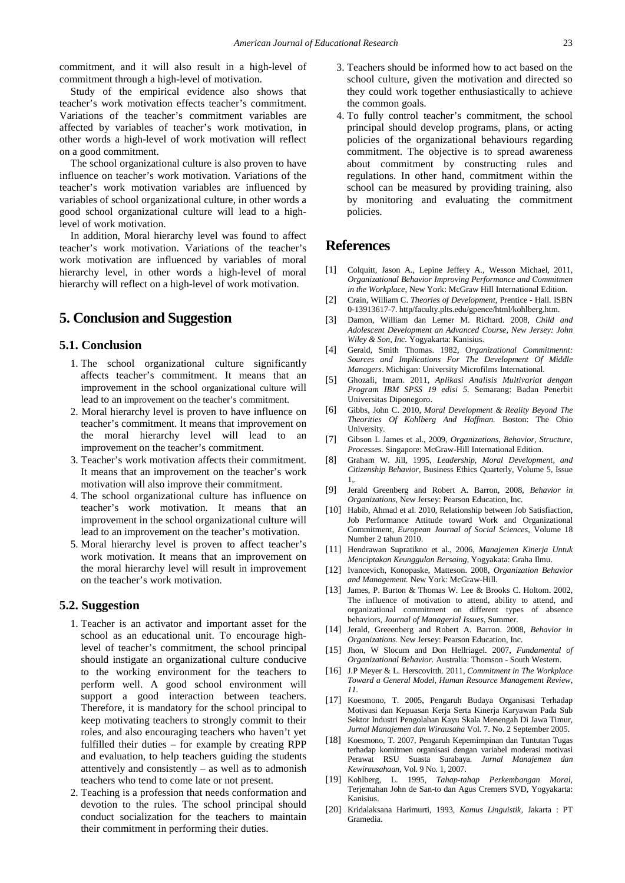commitment, and it will also result in a high-level of commitment through a high-level of motivation.

Study of the empirical evidence also shows that teacher's work motivation effects teacher's commitment. Variations of the teacher's commitment variables are affected by variables of teacher's work motivation, in other words a high-level of work motivation will reflect on a good commitment.

The school organizational culture is also proven to have influence on teacher's work motivation. Variations of the teacher's work motivation variables are influenced by variables of school organizational culture, in other words a good school organizational culture will lead to a high-level of work motivation.

In addition, Moral hierarchy level was found to affect teacher's work motivation. Variations of the teacher's work motivation are influenced by variables of moral hierarchy level, in other words a high-level of moral hierarchy will reflect on a high-level of work motivation.

# 5. Conclusion and Suggestion

## 5.1. Conclusion

1. The school organizational culture significantly affects teacher's commitment. It means that an improvement in the school organizational culture will lead to an improvement on the teacher's commitment.
2. Moral hierarchy level is proven to have influence on teacher's commitment. It means that improvement on the moral hierarchy level will lead to an improvement on the teacher's commitment.
3. Teacher's work motivation affects their commitment. It means that an improvement on the teacher's work motivation will also improve their commitment.
4. The school organizational culture has influence on teacher's work motivation. It means that an improvement in the school organizational culture will lead to an improvement on the teacher's motivation.
5. Moral hierarchy level is proven to affect teacher's work motivation. It means that an improvement on the moral hierarchy level will result in improvement on the teacher's work motivation.

## 5.2. Suggestion

1. Teacher is an activator and important asset for the school as an educational unit. To encourage high-level of teacher's commitment, the school principal should instigate an organizational culture conducive to the working environment for the teachers to perform well. A good school environment will support a good interaction between teachers. Therefore, it is mandatory for the school principal to keep motivating teachers to strongly commit to their roles, and also encouraging teachers who haven't yet fulfilled their duties – for example by creating RPP and evaluation, to help teachers guiding the students attentively and consistently – as well as to admonish teachers who tend to come late or not present.
2. Teaching is a profession that needs conformation and devotion to the rules. The school principal should conduct socialization for the teachers to maintain their commitment in performing their duties.
3. Teachers should be informed how to act based on the school culture, given the motivation and directed so they could work together enthusiastically to achieve the common goals.
4. To fully control teacher's commitment, the school principal should develop programs, plans, or acting policies of the organizational behaviours regarding commitment. The objective is to spread awareness about commitment by constructing rules and regulations. In other hand, commitment within the school can be measured by providing training, also by monitoring and evaluating the commitment policies.

# References

[1] Colquitt, Jason A., Lepine Jeffery A., Wesson Michael, 2011, *Organizational Behavior Improving Performance and Commitmen in the Workplace*, New York: McGraw Hill International Edition.

[2] Crain, William C. *Theories of Development*, Prentice - Hall. ISBN 0-13913617-7. http/faculty.plts.edu/gpence/html/kohlberg.htm.

[3] Damon, William dan Lerner M. Richard. 2008, *Child and Adolescent Development an Advanced Course, New Jersey: John Wiley & Son, Inc.* Yogyakarta: Kanisius.

[4] Gerald, Smith Thomas. 1982, O*rganizational Commitmennt: Sources and Implications For The Development Of Middle Managers*. Michigan: University Microfilms International.

[5] Ghozali, Imam. 2011, *Aplikasi Analisis Multivariat dengan Program IBM SPSS 19 edisi 5*. Semarang: Badan Penerbit Universitas Diponegoro.

[6] Gibbs, John C. 2010, *Moral Development & Reality Beyond The Theorities Of Kohlberg And Hoffman.* Boston: The Ohio University.

[7] Gibson L James et al., 2009, *Organizations, Behavior, Structure, Processes.* Singapore: McGraw-Hill International Edition.

[8] Graham W. Jill, 1995, *Leadership, Moral Development, and Citizenship Behavior*, Business Ethics Quarterly, Volume 5, Issue 1,.

[9] Jerald Greenberg and Robert A. Barron, 2008, *Behavior in Organizations*, New Jersey: Pearson Education, Inc.

[10] Habib, Ahmad et al. 2010, Relationship between Job Satisfiaction, Job Performance Attitude toward Work and Organizational Commitment, *European Journal of Social Sciences*, Volume 18 Number 2 tahun 2010.

[11] Hendrawan Supratikno et al., 2006, *Manajemen Kinerja Untuk Menciptakan Keunggulan Bersaing*, Yogyakata: Graha Ilmu.

[12] Ivancevich, Konopaske, Matteson. 2008, *Organization Behavior and Management.* New York: McGraw-Hill.

[13] James, P. Burton & Thomas W. Lee & Brooks C. Holtom. 2002, The influence of motivation to attend, ability to attend, and organizational commitment on different types of absence behaviors, *Journal of Managerial Issues*, Summer.

[14] Jerald, Greeenberg and Robert A. Barron. 2008, *Behavior in Organizations.* New Jersey: Pearson Education, Inc.

[15] Jhon, W Slocum and Don Hellriagel. 2007, *Fundamental of Organizational Behavior.* Australia: Thomson - South Western.

[16] J.P Meyer & L. Herscovitth. 2011, *Commitment in The Workplace Toward a General Model, Human Resource Management Review, 11.*

[17] Koesmono, T. 2005, Pengaruh Budaya Organisasi Terhadap Motivasi dan Kepuasan Kerja Serta Kinerja Karyawan Pada Sub Sektor Industri Pengolahan Kayu Skala Menengah Di Jawa Timur, *Jurnal Manajemen dan Wirausaha* Vol. 7. No. 2 September 2005.

[18] Koesmono, T. 2007, Pengaruh Kepemimpinan dan Tuntutan Tugas terhadap komitmen organisasi dengan variabel moderasi motivasi Perawat RSU Suasta Surabaya. *Jurnal Manajemen dan Kewirausahaan*, Vol. 9 No. 1, 2007.

[19] Kohlberg, L. 1995, *Tahap-tahap Perkembangan Moral*, Terjemahan John de San-to dan Agus Cremers SVD, Yogyakarta: Kanisius.

[20] Kridalaksana Harimurti, 1993, *Kamus Linguistik*, Jakarta : PT Gramedia.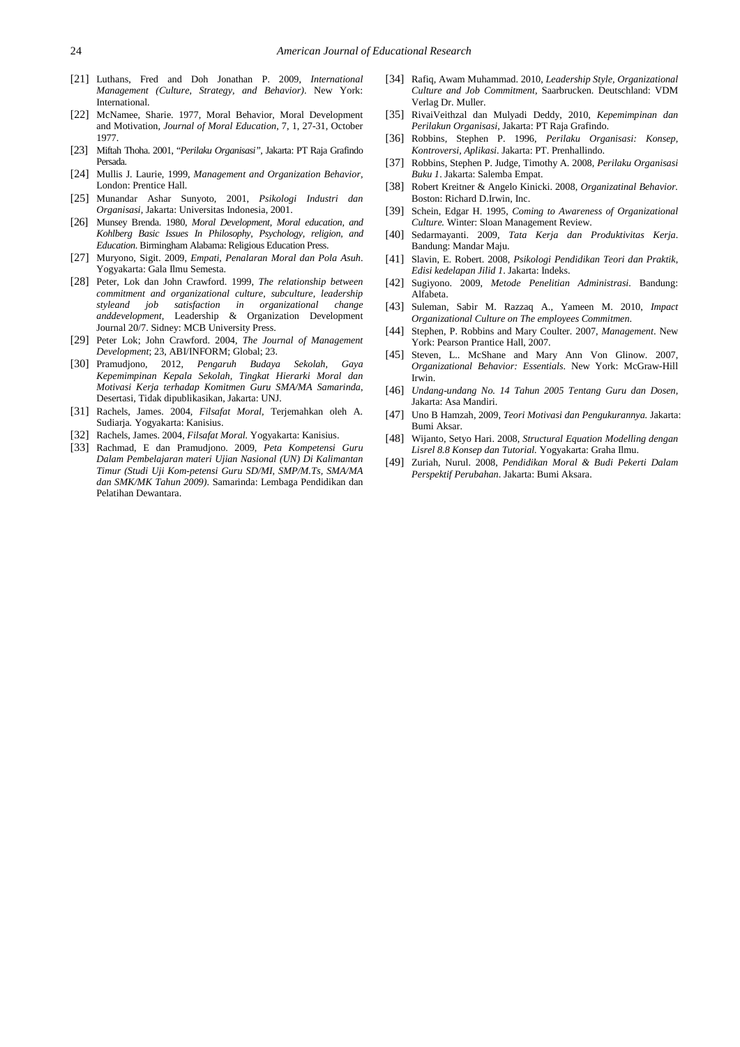[21] Luthans, Fred and Doh Jonathan P. 2009, *International Management (Culture, Strategy, and Behavior)*. New York: International.

[22] McNamee, Sharie. 1977, Moral Behavior, Moral Development and Motivation, *Journal of Moral Education*, 7, 1, 27-31, October 1977.

[23] Miftah Thoha. 2001, "*Perilaku Organisasi*", Jakarta: PT Raja Grafindo Persada.

[24] Mullis J. Laurie, 1999, *Management and Organization Behavior*, London: Prentice Hall.

[25] Munandar Ashar Sunyoto, 2001, *Psikologi Industri dan Organisasi*, Jakarta: Universitas Indonesia, 2001.

[26] Munsey Brenda. 1980, *Moral Development, Moral education, and Kohlberg Basic Issues In Philosophy, Psychology, religion, and Education*. Birmingham Alabama: Religious Education Press.

[27] Muryono, Sigit. 2009, *Empati, Penalaran Moral dan Pola Asuh*. Yogyakarta: Gala Ilmu Semesta.

[28] Peter, Lok dan John Crawford. 1999, *The relationship between commitment and organizational culture, subculture, leadership styleand job satisfaction in organizational change anddevelopment*, Leadership & Organization Development Journal 20/7. Sidney: MCB University Press.

[29] Peter Lok; John Crawford. 2004, *The Journal of Management Development*; 23, ABI/INFORM; Global; 23.

[30] Pramudjono, 2012, *Pengaruh Budaya Sekolah, Gaya Kepemimpinan Kepala Sekolah, Tingkat Hierarki Moral dan Motivasi Kerja terhadap Komitmen Guru SMA/MA Samarinda*, Desertasi, Tidak dipublikasikan, Jakarta: UNJ.

[31] Rachels, James. 2004, *Filsafat Moral*, Terjemahkan oleh A. Sudiarja. Yogyakarta: Kanisius.

[32] Rachels, James. 2004, *Filsafat Moral.* Yogyakarta: Kanisius.

[33] Rachmad, E dan Pramudjono. 2009, *Peta Kompetensi Guru Dalam Pembelajaran materi Ujian Nasional (UN) Di Kalimantan Timur (Studi Uji Kom-petensi Guru SD/MI, SMP/M.Ts, SMA/MA dan SMK/MK Tahun 2009)*. Samarinda: Lembaga Pendidikan dan Pelatihan Dewantara.

[34] Rafiq, Awam Muhammad. 2010, *Leadership Style, Organizational Culture and Job Commitment*, Saarbrucken. Deutschland: VDM Verlag Dr. Muller.

[35] RivaiVeithzal dan Mulyadi Deddy, 2010, *Kepemimpinan dan Perilakun Organisasi*, Jakarta: PT Raja Grafindo.

[36] Robbins, Stephen P. 1996, *Perilaku Organisasi: Konsep, Kontroversi, Aplikasi*. Jakarta: PT. Prenhallindo.

[37] Robbins, Stephen P. Judge, Timothy A. 2008, *Perilaku Organisasi Buku 1*. Jakarta: Salemba Empat.

[38] Robert Kreitner & Angelo Kinicki. 2008, *Organizatinal Behavior.* Boston: Richard D.Irwin, Inc.

[39] Schein, Edgar H. 1995, *Coming to Awareness of Organizational Culture.* Winter: Sloan Management Review.

[40] Sedarmayanti. 2009, *Tata Kerja dan Produktivitas Kerja*. Bandung: Mandar Maju.

[41] Slavin, E. Robert. 2008, *Psikologi Pendidikan Teori dan Praktik, Edisi kedelapan Jilid 1*. Jakarta: Indeks.

[42] Sugiyono. 2009, *Metode Penelitian Administrasi*. Bandung: Alfabeta.

[43] Suleman, Sabir M. Razzaq A., Yameen M. 2010, *Impact Organizational Culture on The employees Commitmen*.

[44] Stephen, P. Robbins and Mary Coulter. 2007, *Management*. New York: Pearson Prantice Hall, 2007.

[45] Steven, L.. McShane and Mary Ann Von Glinow. 2007, *Organizational Behavior: Essentials*. New York: McGraw-Hill Irwin.

[46] *Undang-undang No. 14 Tahun 2005 Tentang Guru dan Dosen*, Jakarta: Asa Mandiri.

[47] Uno B Hamzah, 2009, *Teori Motivasi dan Pengukurannya.* Jakarta: Bumi Aksar.

[48] Wijanto, Setyo Hari. 2008, *Structural Equation Modelling dengan Lisrel 8.8 Konsep dan Tutorial.* Yogyakarta: Graha Ilmu.

[49] Zuriah, Nurul. 2008, *Pendidikan Moral & Budi Pekerti Dalam Perspektif Perubahan*. Jakarta: Bumi Aksara.